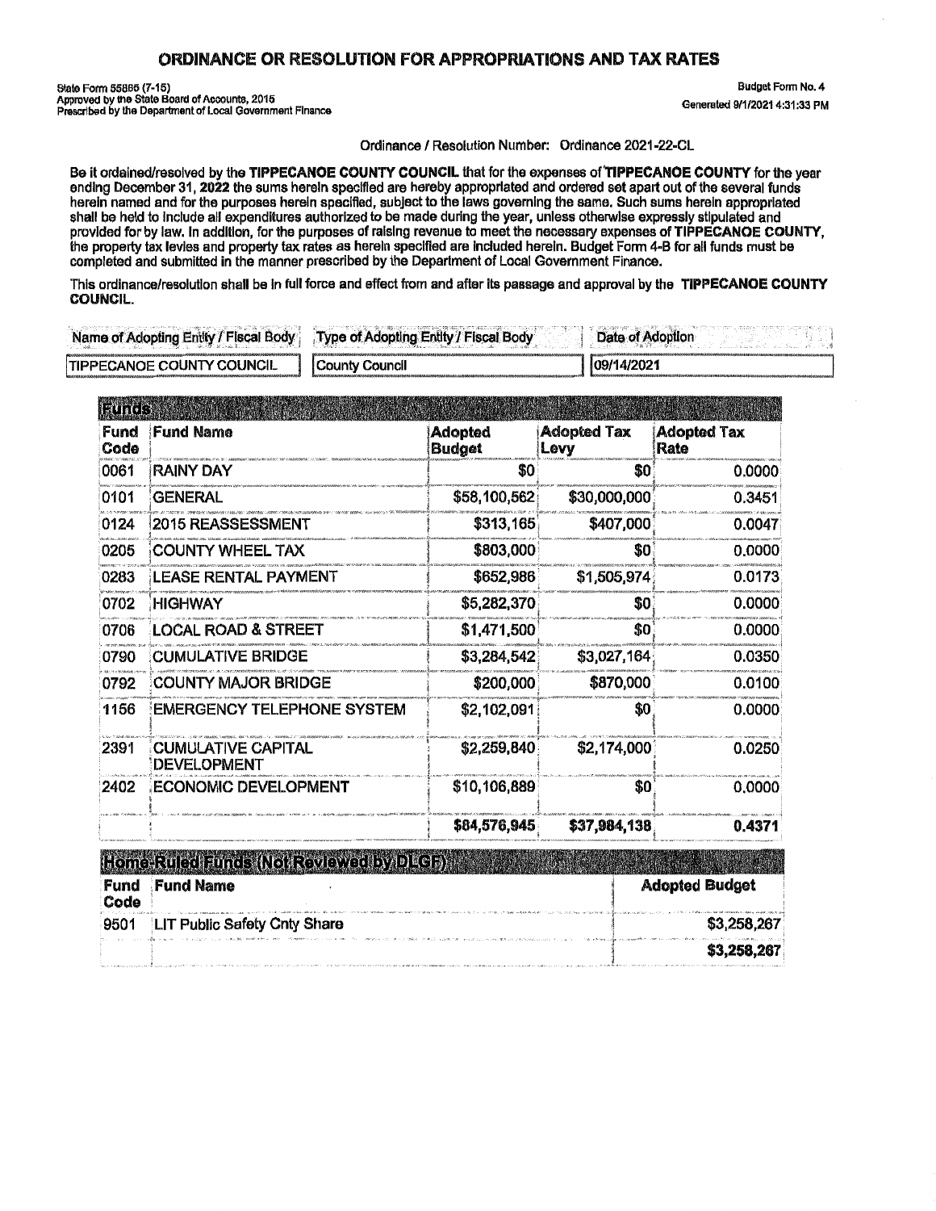# ORDINANCE OR RESOLUTION FOR APPROPRIATIONS AND TAX RATES

State Form 55865 (7-15)
Approved by the State Board of Accounts, 2015
Prescribed by the Department of Local Government Finance

Budget Form No. 4
Generated 9/1/2021 4:31:33 PM

Ordinance / Resolution Number: Ordinance 2021-22-CL

Be it ordained/resolved by the **TIPPECANOE COUNTY COUNCIL** that for the expenses of **TIPPECANOE COUNTY** for the year ending December 31, **2022** the sums herein specified are hereby appropriated and ordered set apart out of the several funds herein named and for the purposes herein specified, subject to the laws governing the same. Such sums herein appropriated shall be held to include all expenditures authorized to be made during the year, unless otherwise expressly stipulated and provided for by law. In addition, for the purposes of raising revenue to meet the necessary expenses of **TIPPECANOE COUNTY**, the property tax levies and property tax rates as herein specified are included herein. Budget Form 4-B for all funds must be completed and submitted in the manner prescribed by the Department of Local Government Finance.

This ordinance/resolution shall be in full force and effect from and after its passage and approval by the **TIPPECANOE COUNTY COUNCIL**.

| Name of Adopting Entity / Fiscal Body | Type of Adopting Entity / Fiscal Body | Date of Adoption |
|---|---|---|
| TIPPECANOE COUNTY COUNCIL | County Council | 09/14/2021 |

## Funds

| Fund Code | Fund Name | Adopted Budget | Adopted Tax Levy | Adopted Tax Rate |
|---|---|---|---|---|
| 0061 | RAINY DAY | $0 | $0 | 0.0000 |
| 0101 | GENERAL | $58,100,562 | $30,000,000 | 0.3451 |
| 0124 | 2015 REASSESSMENT | $313,165 | $407,000 | 0.0047 |
| 0205 | COUNTY WHEEL TAX | $803,000 | $0 | 0.0000 |
| 0283 | LEASE RENTAL PAYMENT | $652,986 | $1,505,974 | 0.0173 |
| 0702 | HIGHWAY | $5,282,370 | $0 | 0.0000 |
| 0706 | LOCAL ROAD & STREET | $1,471,500 | $0 | 0.0000 |
| 0790 | CUMULATIVE BRIDGE | $3,284,542 | $3,027,164 | 0.0350 |
| 0792 | COUNTY MAJOR BRIDGE | $200,000 | $870,000 | 0.0100 |
| 1156 | EMERGENCY TELEPHONE SYSTEM | $2,102,091 | $0 | 0.0000 |
| 2391 | CUMULATIVE CAPITAL DEVELOPMENT | $2,259,840 | $2,174,000 | 0.0250 |
| 2402 | ECONOMIC DEVELOPMENT | $10,106,889 | $0 | 0.0000 |
| | | $84,576,945 | $37,984,138 | 0.4371 |

## Home-Ruled Funds (Not Reviewed by DLGF)

| Fund Code | Fund Name | Adopted Budget |
|---|---|---|
| 9501 | LIT Public Safety Cnty Share | $3,258,267 |
| | | $3,258,267 |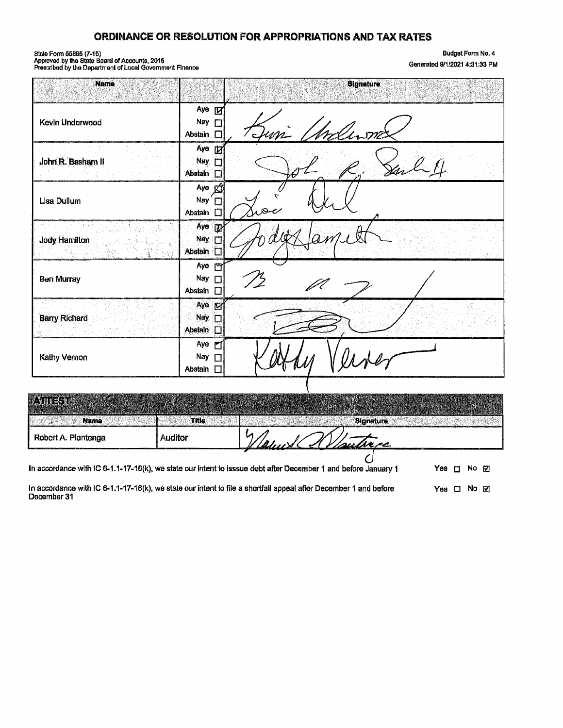# ORDINANCE OR RESOLUTION FOR APPROPRIATIONS AND TAX RATES

State Form 55865 (7-15)
Approved by the State Board of Accounts, 2015
Prescribed by the Department of Local Government Finance

Budget Form No. 4
Generated 9/1/2021 4:31:33 PM

| Name | | Signature |
|---|---|---|
| Kevin Underwood | Aye ☑ Nay ☐ Abstain ☐ | Kevin Underwood |
| John R. Basham II | Aye ☑ Nay ☐ Abstain ☐ | John R. Basham II |
| Lisa Dullum | Aye ☑ Nay ☐ Abstain ☐ | Lisa Dull |
| Jody Hamilton | Aye ☑ Nay ☐ Abstain ☐ | Jody Hamilton |
| Ben Murray | Aye ☑ Nay ☐ Abstain ☐ | B M |
| Barry Richard | Aye ☑ Nay ☐ Abstain ☐ | (signature) |
| Kathy Vernon | Aye ☑ Nay ☐ Abstain ☐ | Kathy Vernon |

## ATTEST

| Name | Title | Signature |
|---|---|---|
| Robert A. Plantenga | Auditor | Robert A. Plantenga |

In accordance with IC 6-1.1-17-16(k), we state our intent to issue debt after December 1 and before January 1 Yes ☐ No ☑

In accordance with IC 6-1.1-17-16(k), we state our intent to file a shortfall appeal after December 1 and before December 31 Yes ☐ No ☑